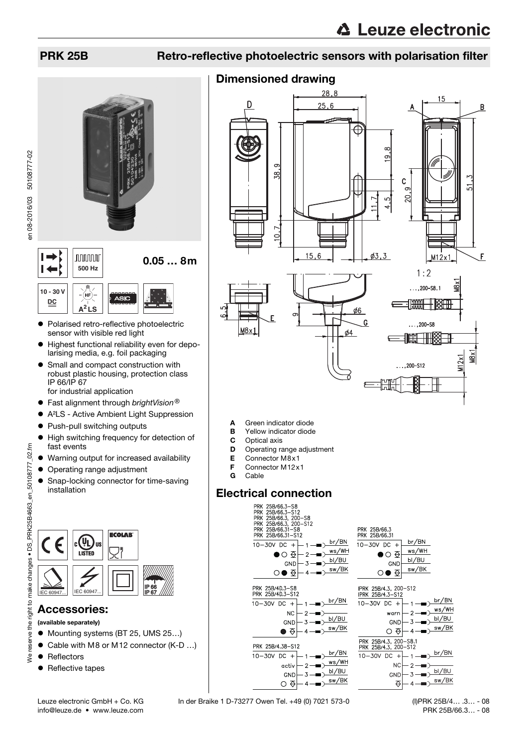# PRK 25B Retro-reflective photoelectric sensors with polarisation filter

500 Hz

**0.05 … 8m**

10 - 30 V DC

$A^2LS$

ASIC

- Polarised retro-reflective photoelectric sensor with visible red light
- Highest functional reliability even for depolarising media, e.g. foil packaging
- Small and compact construction with robust plastic housing, protection class IP 66/IP 67 for industrial application
- Fast alignment through *brightVision®*
- A²LS - Active Ambient Light Suppression
- Push-pull switching outputs
- High switching frequency for detection of fast events
- Warning output for increased availability
- Operating range adjustment
- Snap-locking connector for time-saving installation

IEC 60947... IEC 60947... IP 66 IP 67

## Accessories:

**(available separately)**

- Mounting systems (BT 25, UMS 25…)
- Cable with M8 or M12 connector (K-D …)
- Reflectors
- Reflective tapes

## Dimensioned drawing

- **A** Green indicator diode
- **B** Yellow indicator diode
- **C** Optical axis
- **D** Operating range adjustment
- **E** Connector M8x1
- **F** Connector M12x1
- **G** Cable

## Electrical connection

PRK 25B/66.3-S8
PRK 25B/66.3-S12
PRK 25B/66.3, 200-S8
PRK 25B/66.3, 200-S12
PRK 25B/66.31-S8
PRK 25B/66.31-S12

| Signal | Pin | Wire |
|---|---|---|
| 10–30V DC + | 1 | br/BN |
| ●○ | 2 | ws/WH |
| GND | 3 | bl/BU |
| ○● | 4 | sw/BK |

PRK 25B/66.3
PRK 25B/66.31

| Signal | Wire |
|---|---|
| 10–30V DC + | br/BN |
| ●○ | ws/WH |
| GND | bl/BU |
| ○● | sw/BK |

PRK 25B/4D.3-S8
PRK 25B/4D.3-S12

| Signal | Pin | Wire |
|---|---|---|
| 10–30V DC + | 1 | br/BN |
| NC | 2 | |
| GND | 3 | bl/BU |
| ● | 4 | sw/BK |

IPRK 25B/4.3, 200-S12
IPRK 25B/4.3-S12

| Signal | Pin | Wire |
|---|---|---|
| 10–30V DC + | 1 | br/BN |
| warn | 2 | ws/WH |
| GND | 3 | bl/BU |
| ○ | 4 | sw/BK |

PRK 25B/4.38-S12

| Signal | Pin | Wire |
|---|---|---|
| 10–30V DC + | 1 | br/BN |
| activ | 2 | ws/WH |
| GND | 3 | bl/BU |
| ○ | 4 | sw/BK |

PRK 25B/4.3, 200-S8.1
PRK 25B/4.3, 200-S12

| Signal | Pin | Wire |
|---|---|---|
| 10–30V DC + | 1 | br/BN |
| NC | 2 | |
| GND | 3 | bl/BU |
| | 4 | sw/BK |

Leuze electronic GmbH + Co. KG
info@leuze.de • www.leuze.com

In der Braike 1 D-73277 Owen Tel. +49 (0) 7021 573-0

(I)PRK 25B/4… .3… - 08
PRK 25B/66.3… - 08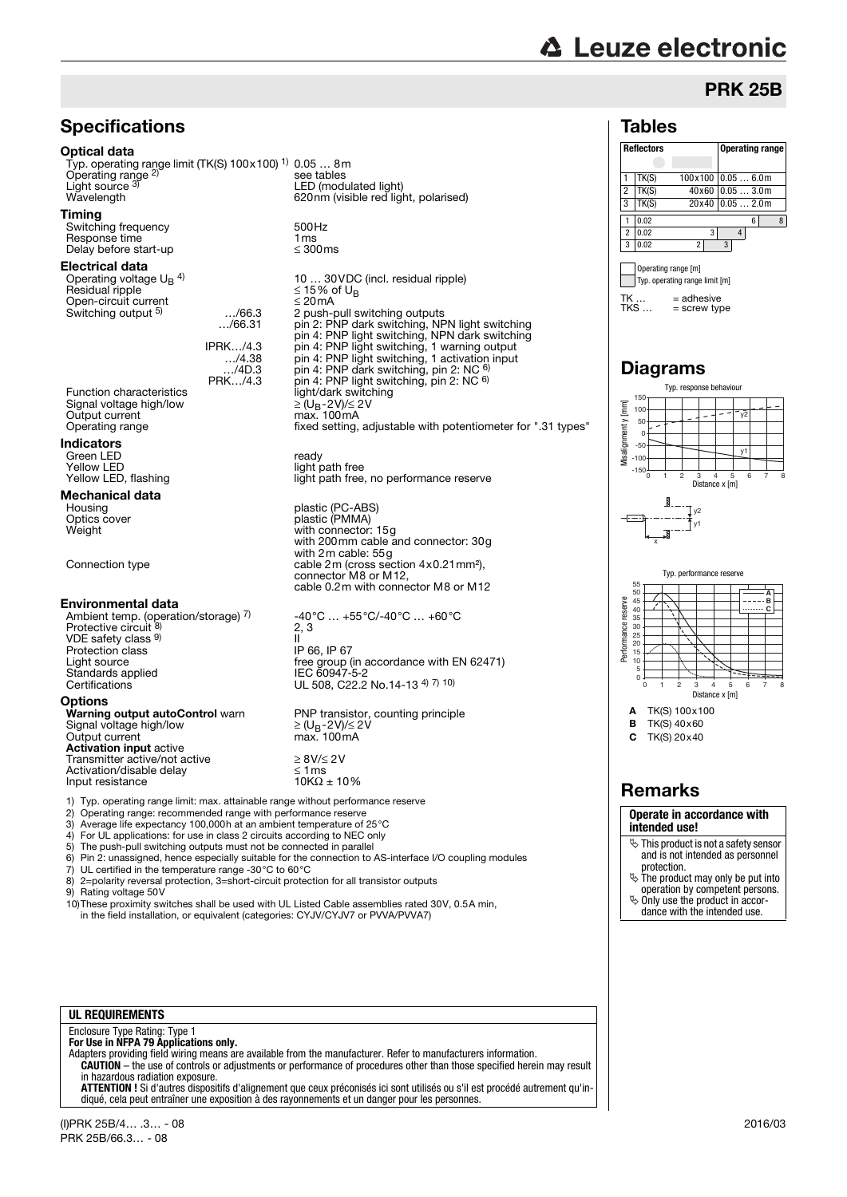# PRK 25B

## Specifications

### Optical data

| | |
|---|---|
| Typ. operating range limit (TK(S) 100x100) [1] | 0.05 … 8m |
| Operating range [2] | see tables |
| Light source [3] | LED (modulated light) |
| Wavelength | 620nm (visible red light, polarised) |

### Timing

| | |
|---|---|
| Switching frequency | 500Hz |
| Response time | 1ms |
| Delay before start-up | ≤ 300ms |

### Electrical data

| | | |
|---|---|---|
| Operating voltage $U_B$ [4] | | 10 … 30VDC (incl. residual ripple) |
| Residual ripple | | ≤ 15% of $U_B$ |
| Open-circuit current | | ≤ 20mA |
| Switching output [5] | …/66.3 | 2 push-pull switching outputs |
| | …/66.31 | pin 2: PNP dark switching, NPN light switching |
| | | pin 4: PNP light switching, NPN dark switching |
| | IPRK…/4.3 | pin 4: PNP light switching, 1 warning output |
| | …/4.38 | pin 4: PNP light switching, 1 activation input |
| | …/4D.3 | pin 4: PNP dark switching, pin 2: NC [6] |
| | PRK…/4.3 | pin 4: PNP light switching, pin 2: NC [6] |
| Function characteristics | | light/dark switching |
| Signal voltage high/low | | ≥ ($U_B$-2V)/≤ 2V |
| Output current | | max. 100mA |
| Operating range | | fixed setting, adjustable with potentiometer for ".31 types" |

### Indicators

| | |
|---|---|
| Green LED | ready |
| Yellow LED | light path free |
| Yellow LED, flashing | light path free, no performance reserve |

### Mechanical data

| | |
|---|---|
| Housing | plastic (PC-ABS) |
| Optics cover | plastic (PMMA) |
| Weight | with connector: 15g<br>with 200mm cable and connector: 30g<br>with 2m cable: 55g |
| Connection type | cable 2m (cross section 4x0.21mm²),<br>connector M8 or M12,<br>cable 0.2m with connector M8 or M12 |

### Environmental data

| | |
|---|---|
| Ambient temp. (operation/storage) [7] | -40°C … +55°C/-40°C … +60°C |
| Protective circuit [8] | 2, 3 |
| VDE safety class [9] | II |
| Protection class | IP 66, IP 67 |
| Light source | free group (in accordance with EN 62471) |
| Standards applied | IEC 60947-5-2 |
| Certifications | UL 508, C22.2 No.14-13 [4) 7) 10)] |

### Options

| | |
|---|---|
| **Warning output autoControl** warn | PNP transistor, counting principle |
| Signal voltage high/low | ≥ ($U_B$-2V)/≤ 2V |
| Output current | max. 100mA |
| **Activation input** active | |
| Transmitter active/not active | ≥ 8V/≤ 2V |
| Activation/disable delay | ≤ 1ms |
| Input resistance | 10KΩ ± 10% |

1) Typ. operating range limit: max. attainable range without performance reserve
2) Operating range: recommended range with performance reserve
3) Average life expectancy 100,000h at an ambient temperature of 25°C
4) For UL applications: for use in class 2 circuits according to NEC only
5) The push-pull switching outputs must not be connected in parallel
6) Pin 2: unassigned, hence especially suitable for the connection to AS-interface I/O coupling modules
7) UL certified in the temperature range -30°C to 60°C
8) 2=polarity reversal protection, 3=short-circuit protection for all transistor outputs
9) Rating voltage 50V
10) These proximity switches shall be used with UL Listed Cable assemblies rated 30V, 0.5A min, in the field installation, or equivalent (categories: CYJV/CYJV7 or PVVA/PVVA7)

## Tables

| | Reflectors | | Operating range |
|---|---|---|---|
| 1 | TK(S) | 100x100 | 0.05 … 6.0m |
| 2 | TK(S) | 40x60 | 0.05 … 3.0m |
| 3 | TK(S) | 20x40 | 0.05 … 2.0m |

| | Operating range [m] | Typ. operating range limit [m] |
|---|---|---|
| 1 | 0.02 … 6 | 8 |
| 2 | 0.02 … 3 | 4 |
| 3 | 0.02 … 2 | 3 |

Operating range [m]
Typ. operating range limit [m]

TK … = adhesive
TKS … = screw type

## Diagrams

Typ. response behaviour

Typ. performance reserve

**A** TK(S) 100x100
**B** TK(S) 40x60
**C** TK(S) 20x40

## Remarks

**Operate in accordance with intended use!**

- This product is not a safety sensor and is not intended as personnel protection.
- The product may only be put into operation by competent persons.
- Only use the product in accordance with the intended use.

**UL REQUIREMENTS**

Enclosure Type Rating: Type 1
**For Use in NFPA 79 Applications only.**
Adapters providing field wiring means are available from the manufacturer. Refer to manufacturers information.
**CAUTION** – the use of controls or adjustments or performance of procedures other than those specified herein may result in hazardous radiation exposure.
**ATTENTION !** Si d'autres dispositifs d'alignement que ceux préconisés ici sont utilisés ou s'il est procédé autrement qu'indiqué, cela peut entraîner une exposition à des rayonnements et un danger pour les personnes.

(I)PRK 25B/4… .3… - 08
PRK 25B/66.3… - 08

2016/03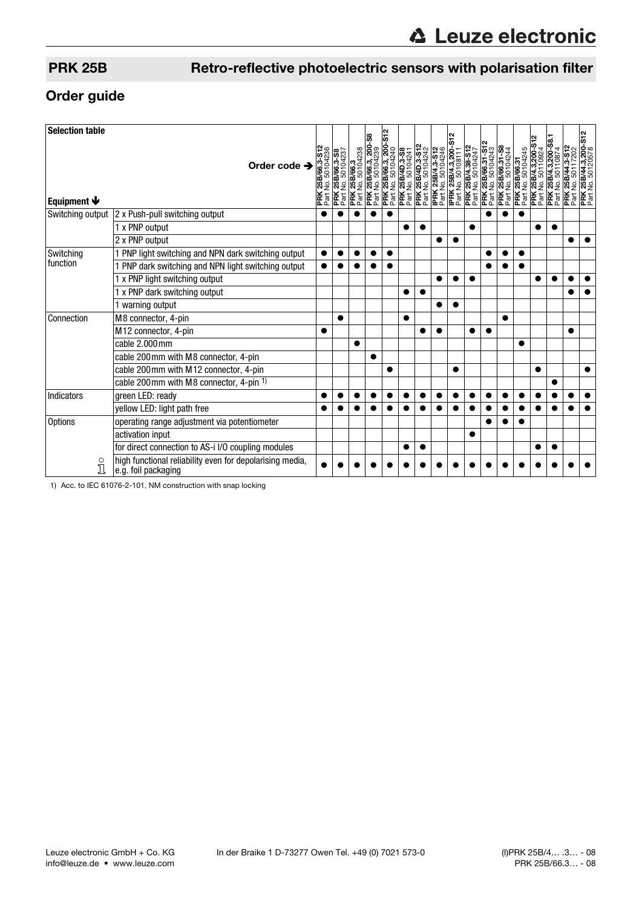## PRK 25B — Retro-reflective photoelectric sensors with polarisation filter

## Order guide

| Selection table | | PRK 25B/66.3-S12 Part No. 50104236 | PRK 25B/66.3-S8 Part No. 50104237 | PRK 25B/66.3 Part No. 50104238 | PRK 25B/66.3, 200-S8 Part No. 50104239 | PRK 25B/66.3, 200-S12 Part No. 50104240 | PRK 25B/4D.3-S8 Part No. 50104241 | PRK 25B/4D.3-S12 Part No. 50104242 | IPRK 25B/4.3-S12 Part No. 50104246 | IPRK 25B/4.3,200-S12 Part No. 50108111 | PRK 25B/4.38-S12 Part No. 50104247 | PRK 25B/66.31-S12 Part No. 50104243 | PRK 25B/66.31-S8 Part No. 50104244 | PRK 25B/66.31 Part No. 50104245 | PRK 25B/4.3,200-S12 Part No. 50110924 | PRK 25B/4.3,200-S8.1 Part No. 50110874 | PRK 25B/44.3-S12 Part No. 50117202 | PRK 25B/44.3,200-S12 Part No. 50120578 |
|---|---|---|---|---|---|---|---|---|---|---|---|---|---|---|---|---|---|---|
| **Equipment ↓** | **Order code →** | | | | | | | | | | | | | | | | | |
| Switching output | 2 x Push-pull switching output | ● | ● | ● | ● | ● | | | | | | ● | ● | ● | | | | |
| | 1 x PNP output | | | | | | ● | ● | | | ● | | | | ● | ● | | |
| | 2 x PNP output | | | | | | | | ● | ● | | | | | | | ● | ● |
| Switching function | 1 PNP light switching and NPN dark switching output | ● | ● | ● | ● | ● | | | | | | ● | ● | ● | | | | |
| | 1 PNP dark switching and NPN light switching output | ● | ● | ● | ● | ● | | | | | | ● | ● | ● | | | | |
| | 1 x PNP light switching output | | | | | | | | ● | ● | ● | | | | ● | ● | ● | ● |
| | 1 x PNP dark switching output | | | | | | ● | ● | | | | | | | | | ● | ● |
| | 1 warning output | | | | | | | | ● | ● | | | | | | | | |
| Connection | M8 connector, 4-pin | | ● | | | | ● | | | | | | ● | | | | | |
| | M12 connector, 4-pin | ● | | | | | | ● | ● | | ● | ● | | | | | ● | |
| | cable 2.000mm | | | ● | | | | | | | | | | ● | | | | |
| | cable 200mm with M8 connector, 4-pin | | | | ● | | | | | | | | | | | | | |
| | cable 200mm with M12 connector, 4-pin | | | | | ● | | | | ● | | | | | ● | | | ● |
| | cable 200mm with M8 connector, 4-pin 1) | | | | | | | | | | | | | | | ● | | |
| Indicators | green LED: ready | ● | ● | ● | ● | ● | ● | ● | ● | ● | ● | ● | ● | ● | ● | ● | ● | ● |
| | yellow LED: light path free | ● | ● | ● | ● | ● | ● | ● | ● | ● | ● | ● | ● | ● | ● | ● | ● | ● |
| Options | operating range adjustment via potentiometer | | | | | | | | | | | ● | ● | ● | | | | |
| | activation input | | | | | | | | | | ● | | | | | | | |
| | for direct connection to AS-i I/O coupling modules | | | | | | ● | ● | | | | | | | ● | ● | | |
| | high functional reliability even for depolarising media, e.g. foil packaging | ● | ● | ● | ● | ● | ● | ● | ● | ● | ● | ● | ● | ● | ● | ● | ● | ● |

1) Acc. to IEC 61076-2-101, NM construction with snap locking